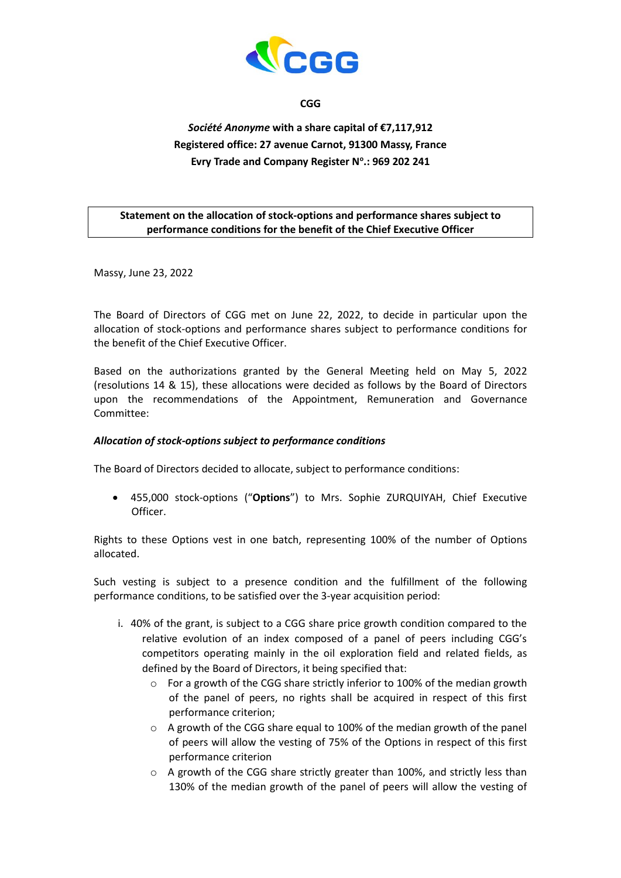**CGG**

***Société Anonyme* with a share capital of €7,117,912**
**Registered office: 27 avenue Carnot, 91300 Massy, France**
**Evry Trade and Company Register N°.: 969 202 241**

**Statement on the allocation of stock-options and performance shares subject to performance conditions for the benefit of the Chief Executive Officer**

Massy, June 23, 2022

The Board of Directors of CGG met on June 22, 2022, to decide in particular upon the allocation of stock-options and performance shares subject to performance conditions for the benefit of the Chief Executive Officer.

Based on the authorizations granted by the General Meeting held on May 5, 2022 (resolutions 14 & 15), these allocations were decided as follows by the Board of Directors upon the recommendations of the Appointment, Remuneration and Governance Committee:

***Allocation of stock-options subject to performance conditions***

The Board of Directors decided to allocate, subject to performance conditions:

- 455,000 stock-options ("**Options**") to Mrs. Sophie ZURQUIYAH, Chief Executive Officer.

Rights to these Options vest in one batch, representing 100% of the number of Options allocated.

Such vesting is subject to a presence condition and the fulfillment of the following performance conditions, to be satisfied over the 3-year acquisition period:

i. 40% of the grant, is subject to a CGG share price growth condition compared to the relative evolution of an index composed of a panel of peers including CGG's competitors operating mainly in the oil exploration field and related fields, as defined by the Board of Directors, it being specified that:
   - For a growth of the CGG share strictly inferior to 100% of the median growth of the panel of peers, no rights shall be acquired in respect of this first performance criterion;
   - A growth of the CGG share equal to 100% of the median growth of the panel of peers will allow the vesting of 75% of the Options in respect of this first performance criterion
   - A growth of the CGG share strictly greater than 100%, and strictly less than 130% of the median growth of the panel of peers will allow the vesting of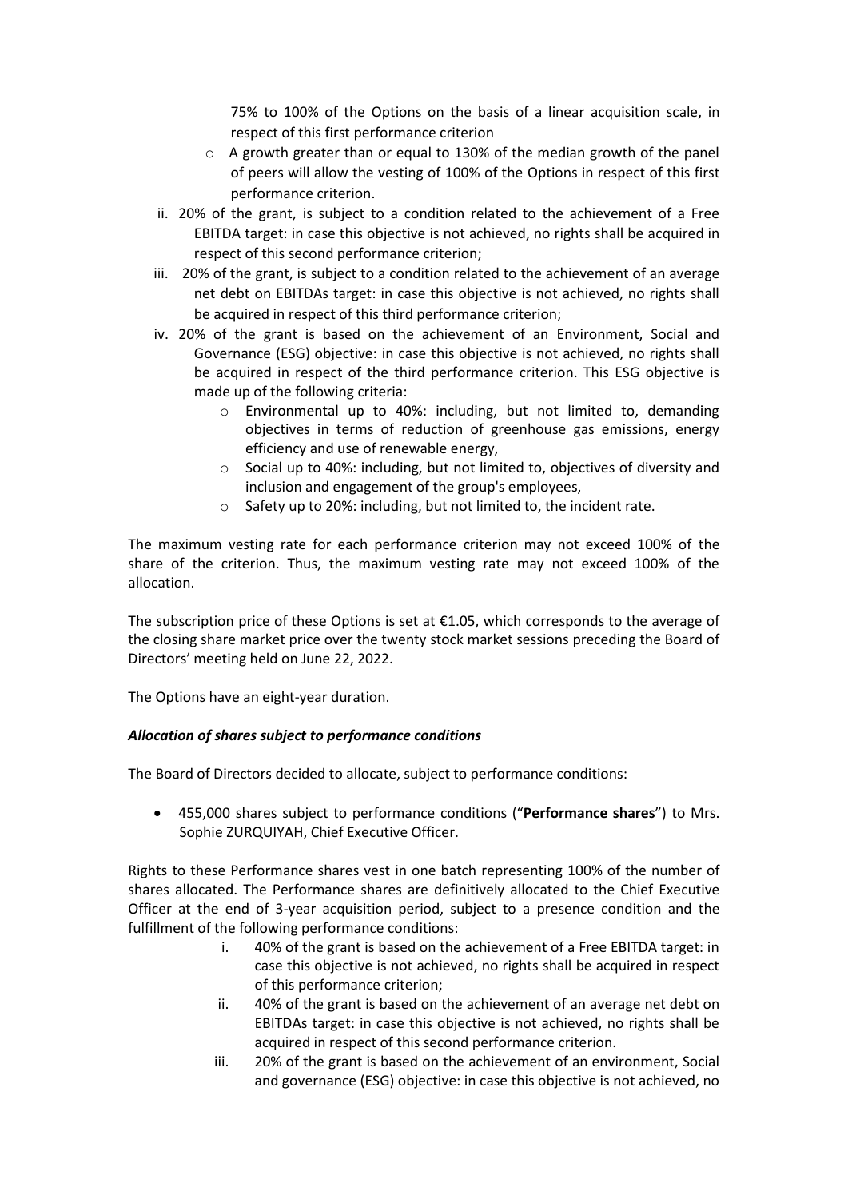75% to 100% of the Options on the basis of a linear acquisition scale, in respect of this first performance criterion

- A growth greater than or equal to 130% of the median growth of the panel of peers will allow the vesting of 100% of the Options in respect of this first performance criterion.

ii. 20% of the grant, is subject to a condition related to the achievement of a Free EBITDA target: in case this objective is not achieved, no rights shall be acquired in respect of this second performance criterion;

iii. 20% of the grant, is subject to a condition related to the achievement of an average net debt on EBITDAs target: in case this objective is not achieved, no rights shall be acquired in respect of this third performance criterion;

iv. 20% of the grant is based on the achievement of an Environment, Social and Governance (ESG) objective: in case this objective is not achieved, no rights shall be acquired in respect of the third performance criterion. This ESG objective is made up of the following criteria:
   - Environmental up to 40%: including, but not limited to, demanding objectives in terms of reduction of greenhouse gas emissions, energy efficiency and use of renewable energy,
   - Social up to 40%: including, but not limited to, objectives of diversity and inclusion and engagement of the group's employees,
   - Safety up to 20%: including, but not limited to, the incident rate.

The maximum vesting rate for each performance criterion may not exceed 100% of the share of the criterion. Thus, the maximum vesting rate may not exceed 100% of the allocation.

The subscription price of these Options is set at €1.05, which corresponds to the average of the closing share market price over the twenty stock market sessions preceding the Board of Directors' meeting held on June 22, 2022.

The Options have an eight-year duration.

***Allocation of shares subject to performance conditions***

The Board of Directors decided to allocate, subject to performance conditions:

- 455,000 shares subject to performance conditions ("**Performance shares**") to Mrs. Sophie ZURQUIYAH, Chief Executive Officer.

Rights to these Performance shares vest in one batch representing 100% of the number of shares allocated. The Performance shares are definitively allocated to the Chief Executive Officer at the end of 3-year acquisition period, subject to a presence condition and the fulfillment of the following performance conditions:

i. 40% of the grant is based on the achievement of a Free EBITDA target: in case this objective is not achieved, no rights shall be acquired in respect of this performance criterion;

ii. 40% of the grant is based on the achievement of an average net debt on EBITDAs target: in case this objective is not achieved, no rights shall be acquired in respect of this second performance criterion.

iii. 20% of the grant is based on the achievement of an environment, Social and governance (ESG) objective: in case this objective is not achieved, no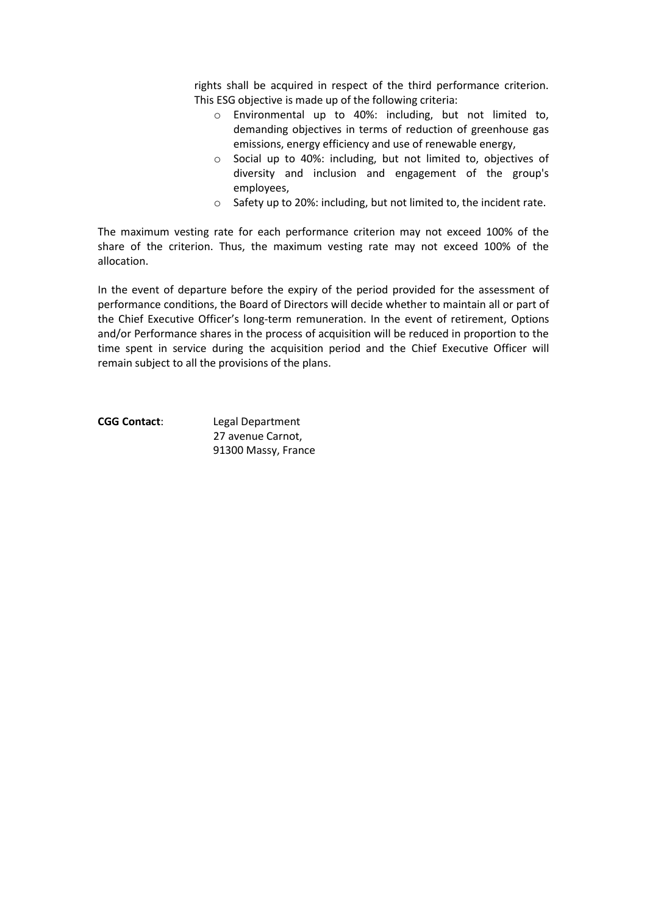rights shall be acquired in respect of the third performance criterion. This ESG objective is made up of the following criteria:

- Environmental up to 40%: including, but not limited to, demanding objectives in terms of reduction of greenhouse gas emissions, energy efficiency and use of renewable energy,
- Social up to 40%: including, but not limited to, objectives of diversity and inclusion and engagement of the group's employees,
- Safety up to 20%: including, but not limited to, the incident rate.

The maximum vesting rate for each performance criterion may not exceed 100% of the share of the criterion. Thus, the maximum vesting rate may not exceed 100% of the allocation.

In the event of departure before the expiry of the period provided for the assessment of performance conditions, the Board of Directors will decide whether to maintain all or part of the Chief Executive Officer's long-term remuneration. In the event of retirement, Options and/or Performance shares in the process of acquisition will be reduced in proportion to the time spent in service during the acquisition period and the Chief Executive Officer will remain subject to all the provisions of the plans.

**CGG Contact**: Legal Department
27 avenue Carnot,
91300 Massy, France